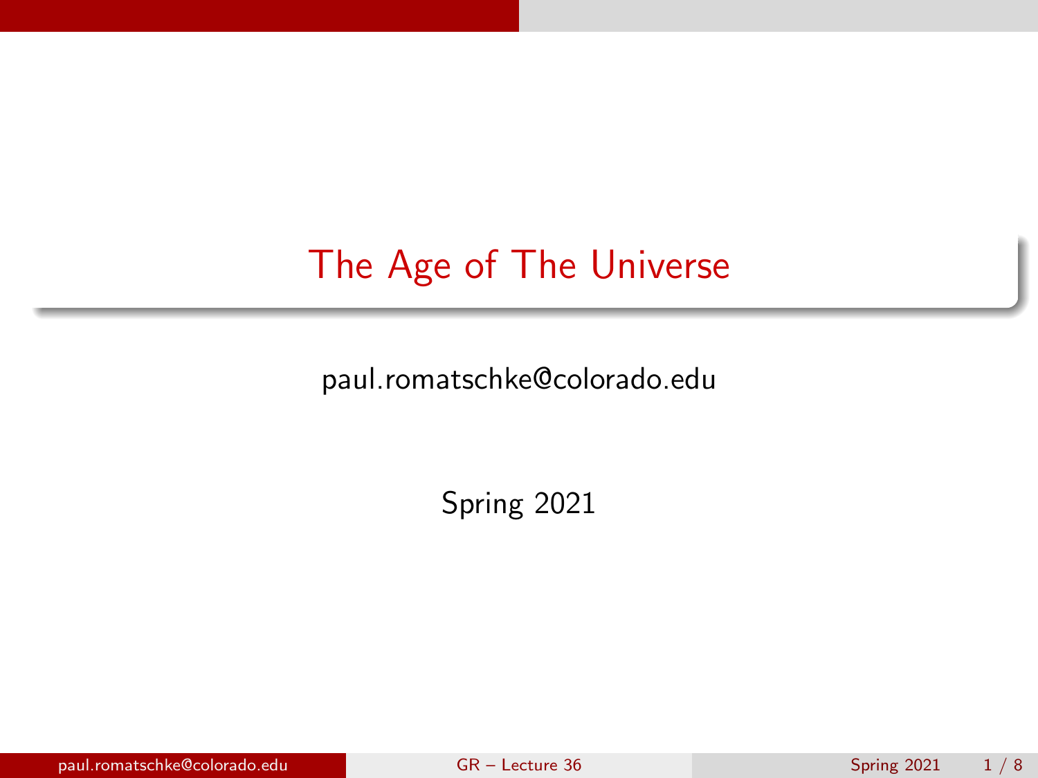# The Age of The Universe

paul.romatschke@colorado.edu

Spring 2021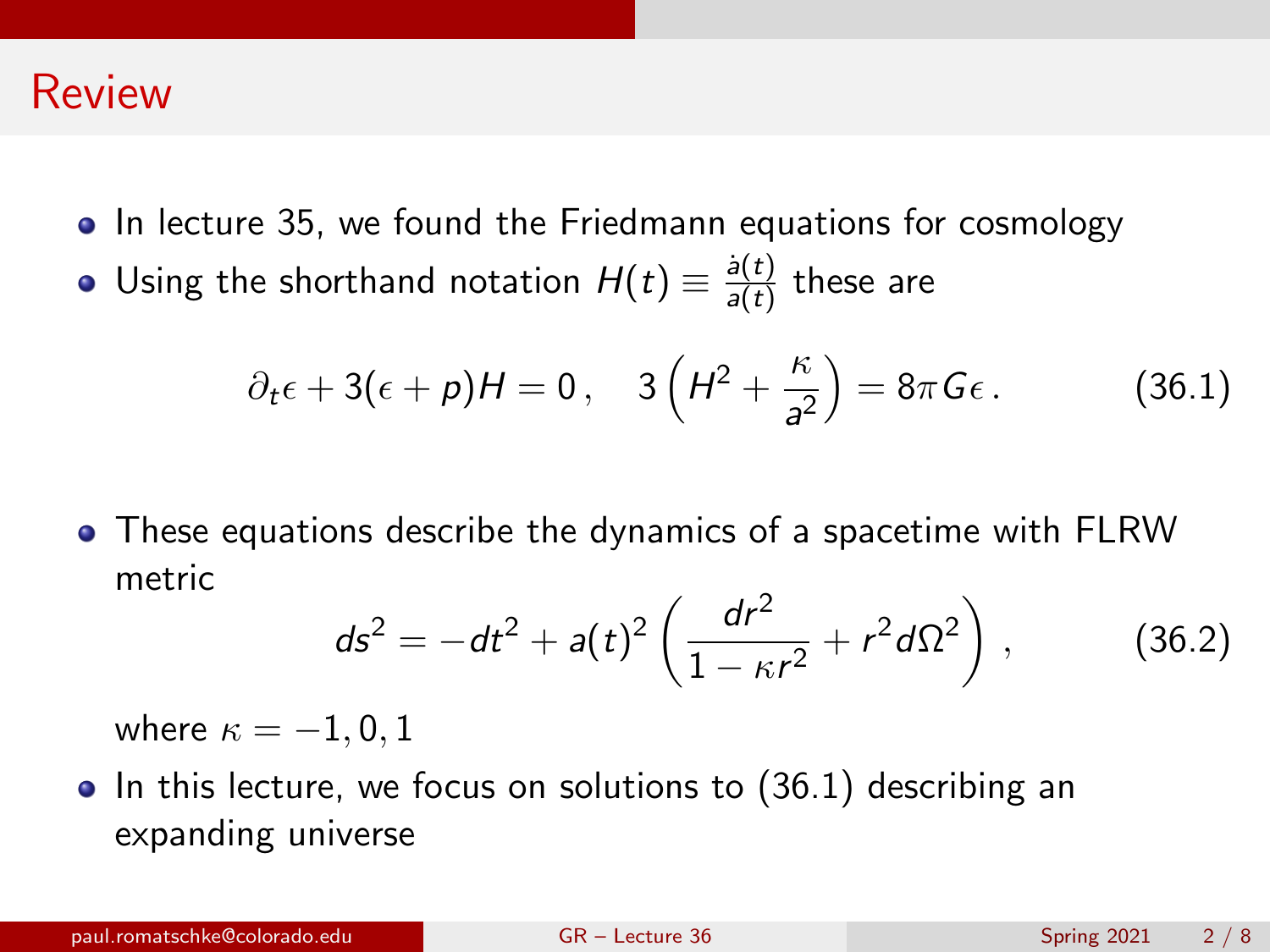# Review

- In lecture 35, we found the Friedmann equations for cosmology
- Using the shorthand notation $H(t) \equiv \frac{\dot{a}(t)}{a(t)}$ these are

$$\partial_t \epsilon + 3(\epsilon + p)H = 0\,, \quad 3\left(H^2 + \frac{\kappa}{a^2}\right) = 8\pi G \epsilon\,. \tag{36.1}$$

- These equations describe the dynamics of a spacetime with FLRW metric

$$ds^2 = -dt^2 + a(t)^2 \left(\frac{dr^2}{1 - \kappa r^2} + r^2 d\Omega^2\right)\,, \tag{36.2}$$

  where $\kappa = -1, 0, 1$
- In this lecture, we focus on solutions to (36.1) describing an expanding universe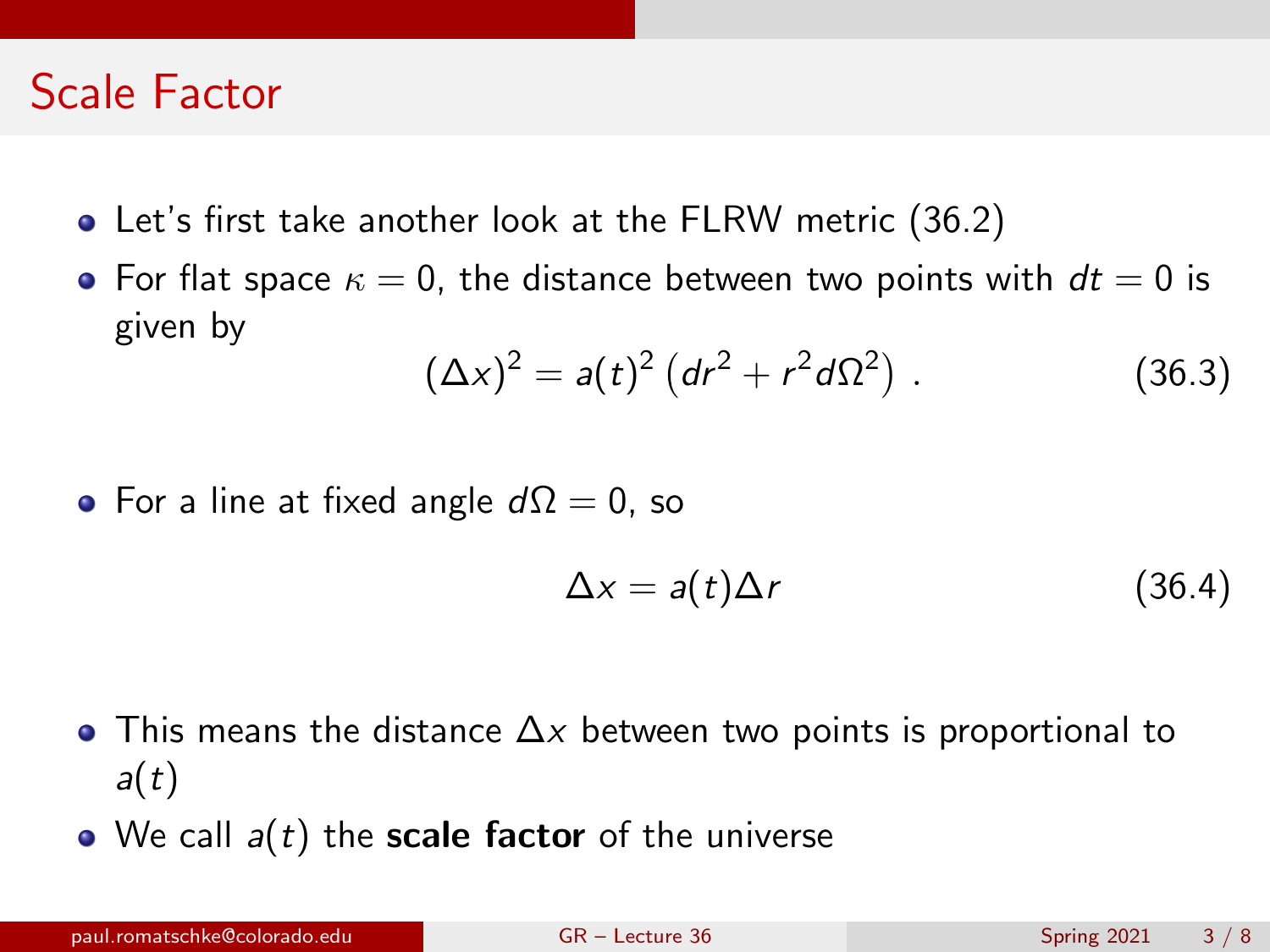# Scale Factor

- Let's first take another look at the FLRW metric (36.2)
- For flat space $\kappa = 0$, the distance between two points with $dt = 0$ is given by

$$(\Delta x)^2 = a(t)^2 \left(dr^2 + r^2 d\Omega^2\right) \,. \qquad (36.3)$$

- For a line at fixed angle $d\Omega = 0$, so

$$\Delta x = a(t) \Delta r \qquad (36.4)$$

- This means the distance $\Delta x$ between two points is proportional to $a(t)$
- We call $a(t)$ the **scale factor** of the universe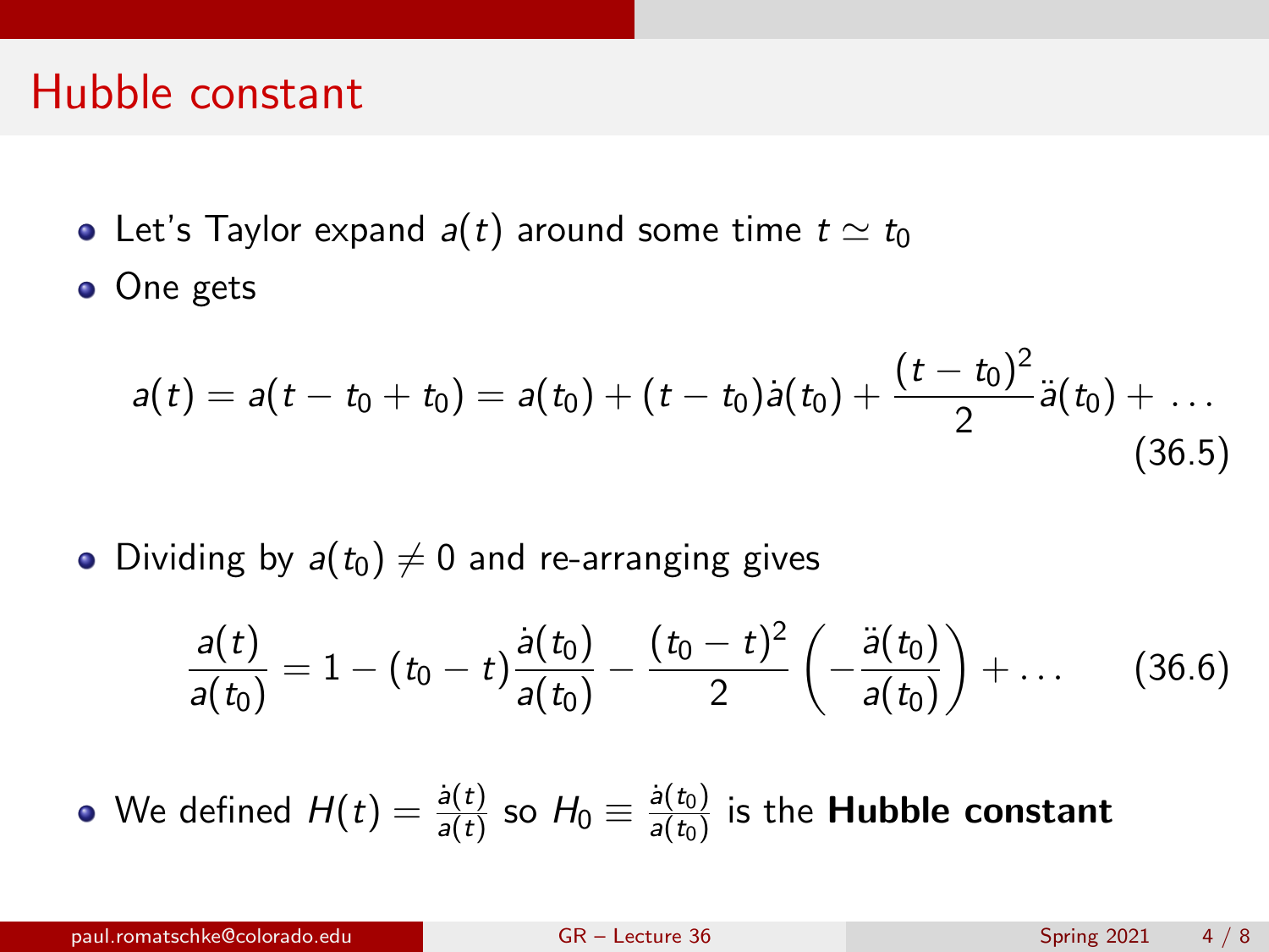# Hubble constant

- Let's Taylor expand $a(t)$ around some time $t \simeq t_0$
- One gets

$$a(t) = a(t - t_0 + t_0) = a(t_0) + (t - t_0)\dot{a}(t_0) + \frac{(t - t_0)^2}{2}\ddot{a}(t_0) + \ldots \tag{36.5}$$

- Dividing by $a(t_0) \neq 0$ and re-arranging gives

$$\frac{a(t)}{a(t_0)} = 1 - (t_0 - t)\frac{\dot{a}(t_0)}{a(t_0)} - \frac{(t_0 - t)^2}{2}\left(-\frac{\ddot{a}(t_0)}{a(t_0)}\right) + \ldots \tag{36.6}$$

- We defined $H(t) = \frac{\dot{a}(t)}{a(t)}$ so $H_0 \equiv \frac{\dot{a}(t_0)}{a(t_0)}$ is the **Hubble constant**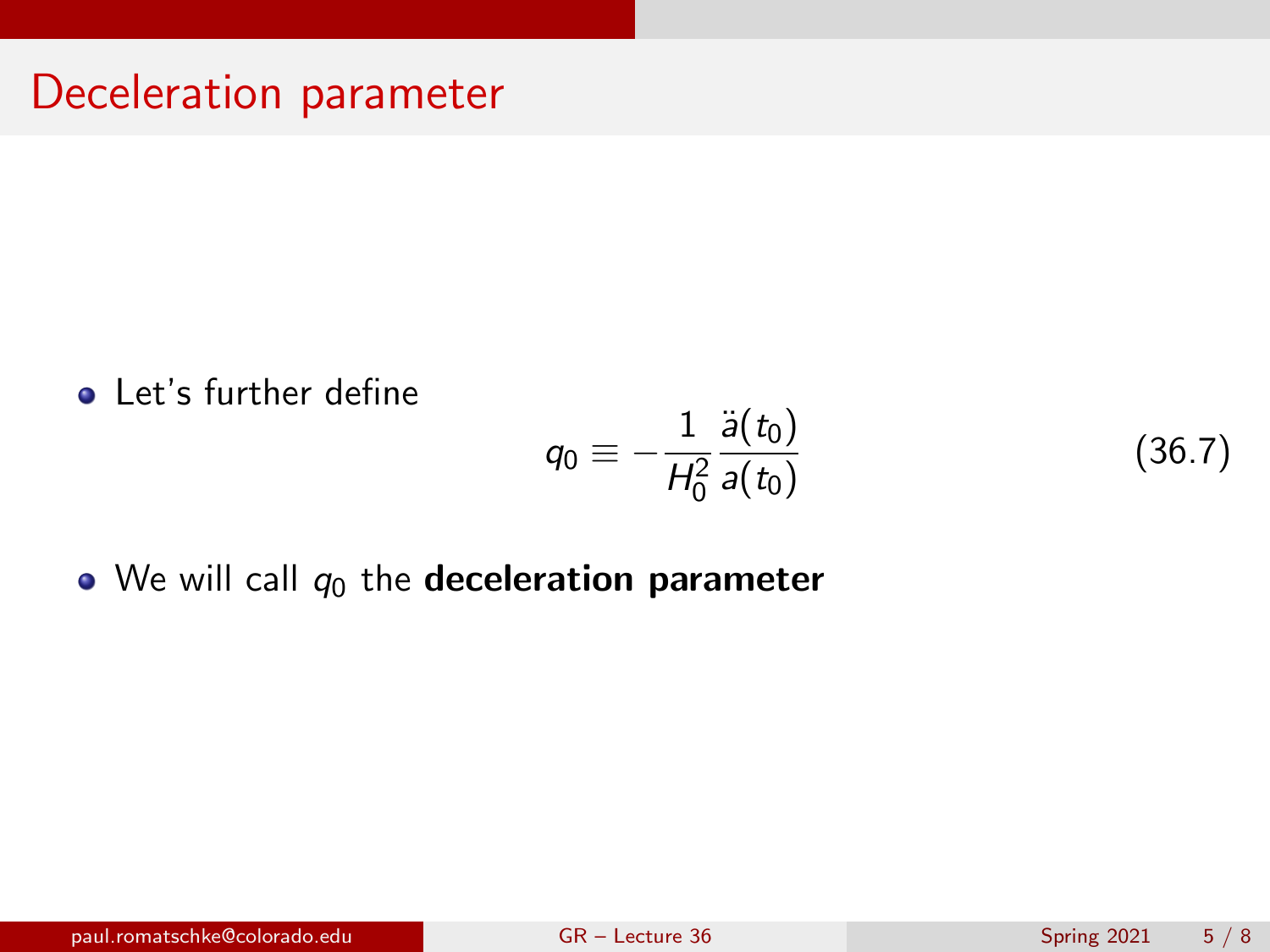# Deceleration parameter

- Let's further define

$$q_0 \equiv -\frac{1}{H_0^2}\frac{\ddot{a}(t_0)}{a(t_0)} \tag{36.7}$$

- We will call $q_0$ the **deceleration parameter**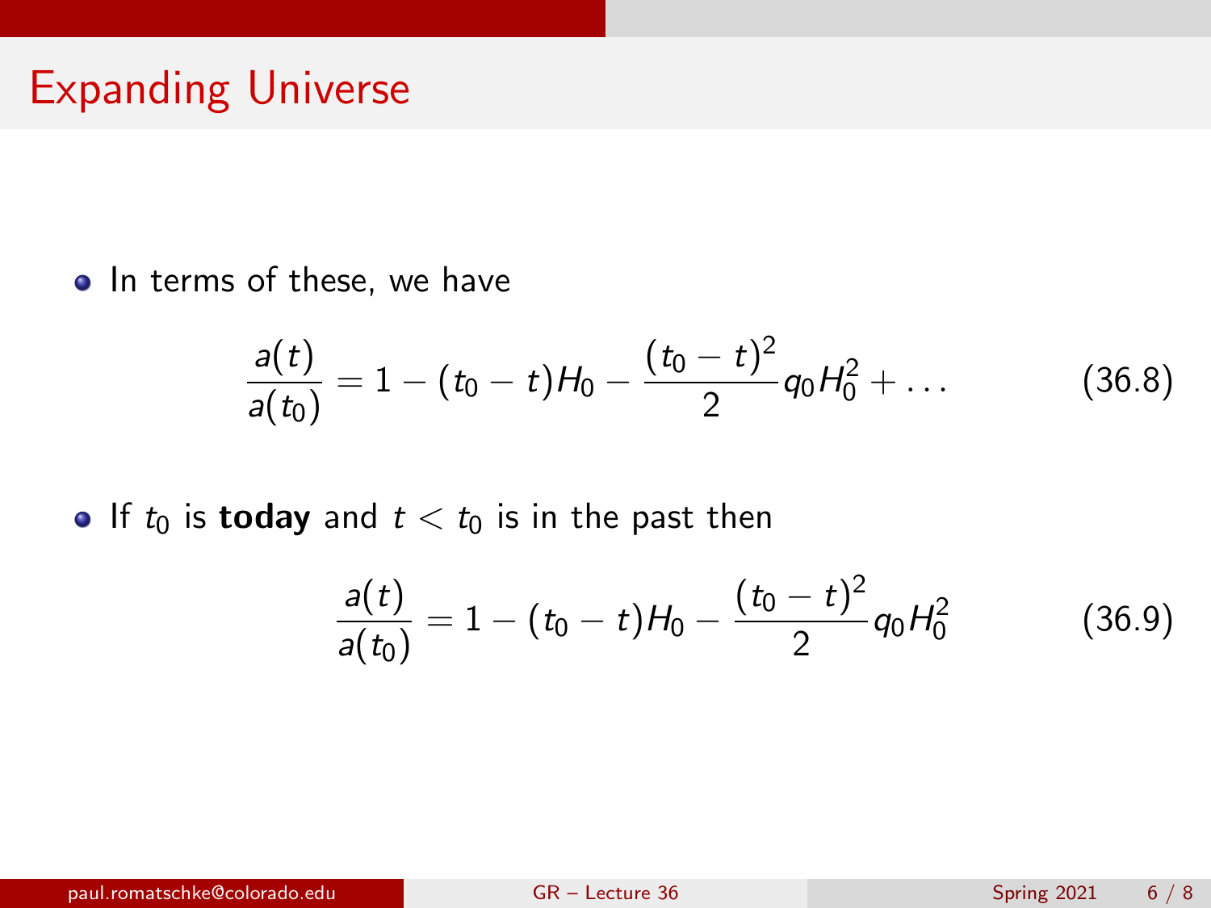# Expanding Universe

- In terms of these, we have

$$\frac{a(t)}{a(t_0)} = 1 - (t_0 - t)H_0 - \frac{(t_0 - t)^2}{2} q_0 H_0^2 + \ldots \tag{36.8}$$

- If $t_0$ is **today** and $t < t_0$ is in the past then

$$\frac{a(t)}{a(t_0)} = 1 - (t_0 - t)H_0 - \frac{(t_0 - t)^2}{2} q_0 H_0^2 \tag{36.9}$$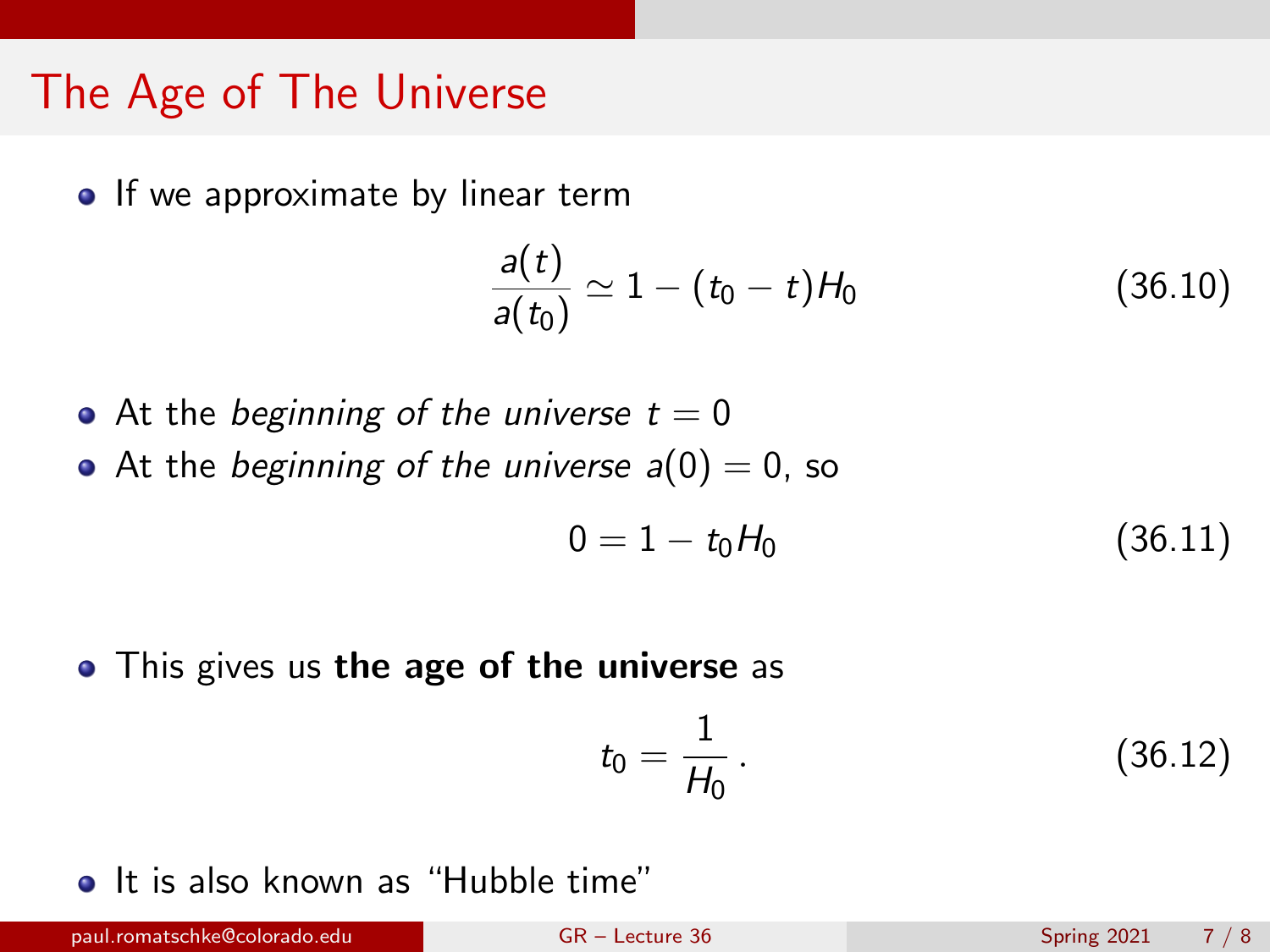# The Age of The Universe

- If we approximate by linear term

$$\frac{a(t)}{a(t_0)} \simeq 1 - (t_0 - t)H_0 \tag{36.10}$$

- At the *beginning of the universe* $t = 0$
- At the *beginning of the universe* $a(0) = 0$, so

$$0 = 1 - t_0 H_0 \tag{36.11}$$

- This gives us **the age of the universe** as

$$t_0 = \frac{1}{H_0}\,. \tag{36.12}$$

- It is also known as "Hubble time"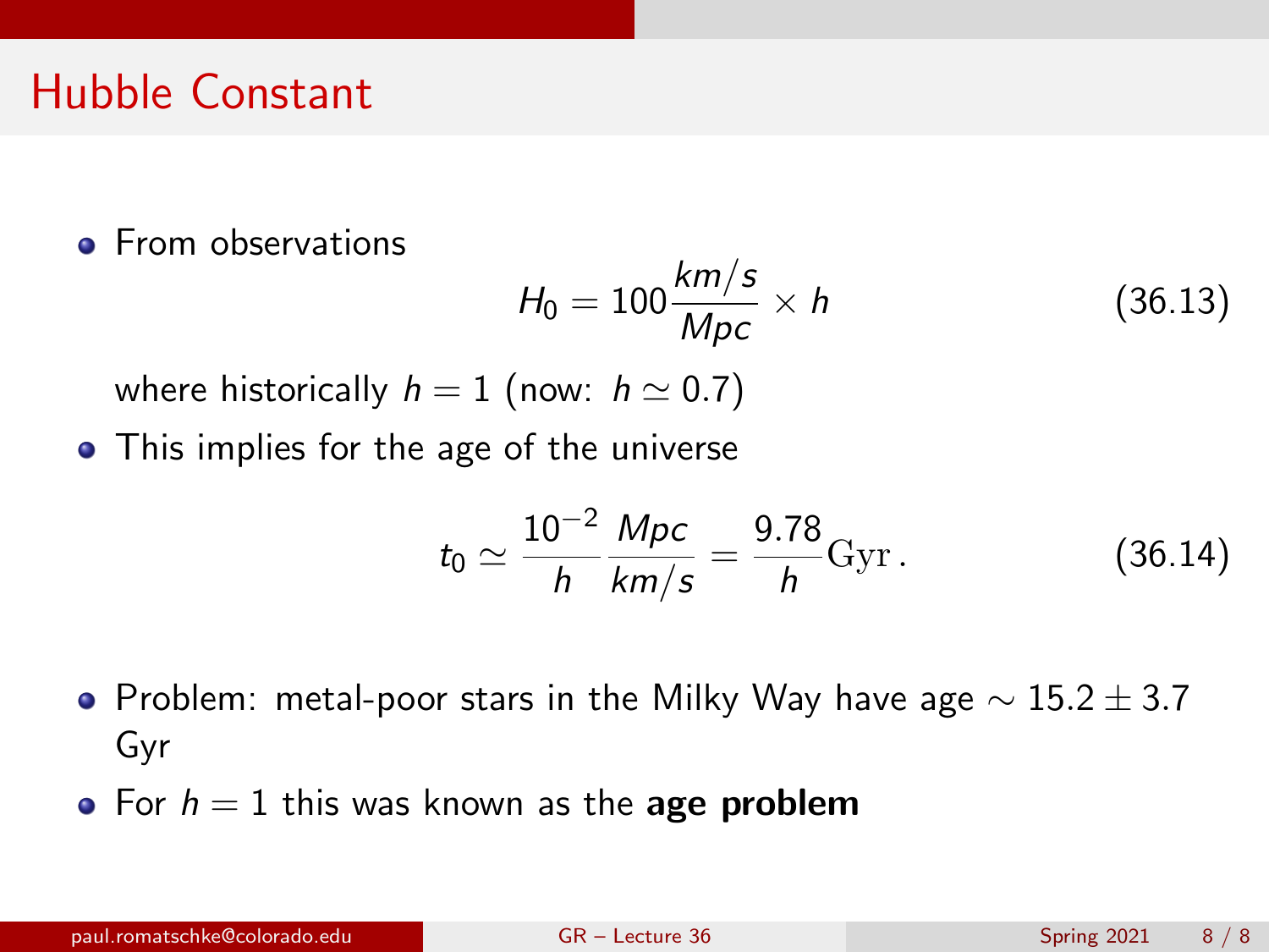## Hubble Constant

- From observations

$$H_0 = 100 \frac{km/s}{Mpc} \times h \tag{36.13}$$

where historically $h = 1$ (now: $h \simeq 0.7$)

- This implies for the age of the universe

$$t_0 \simeq \frac{10^{-2}}{h} \frac{Mpc}{km/s} = \frac{9.78}{h} \mathrm{Gyr}\,. \tag{36.14}$$

- Problem: metal-poor stars in the Milky Way have age $\sim 15.2 \pm 3.7$ Gyr
- For $h = 1$ this was known as the **age problem**